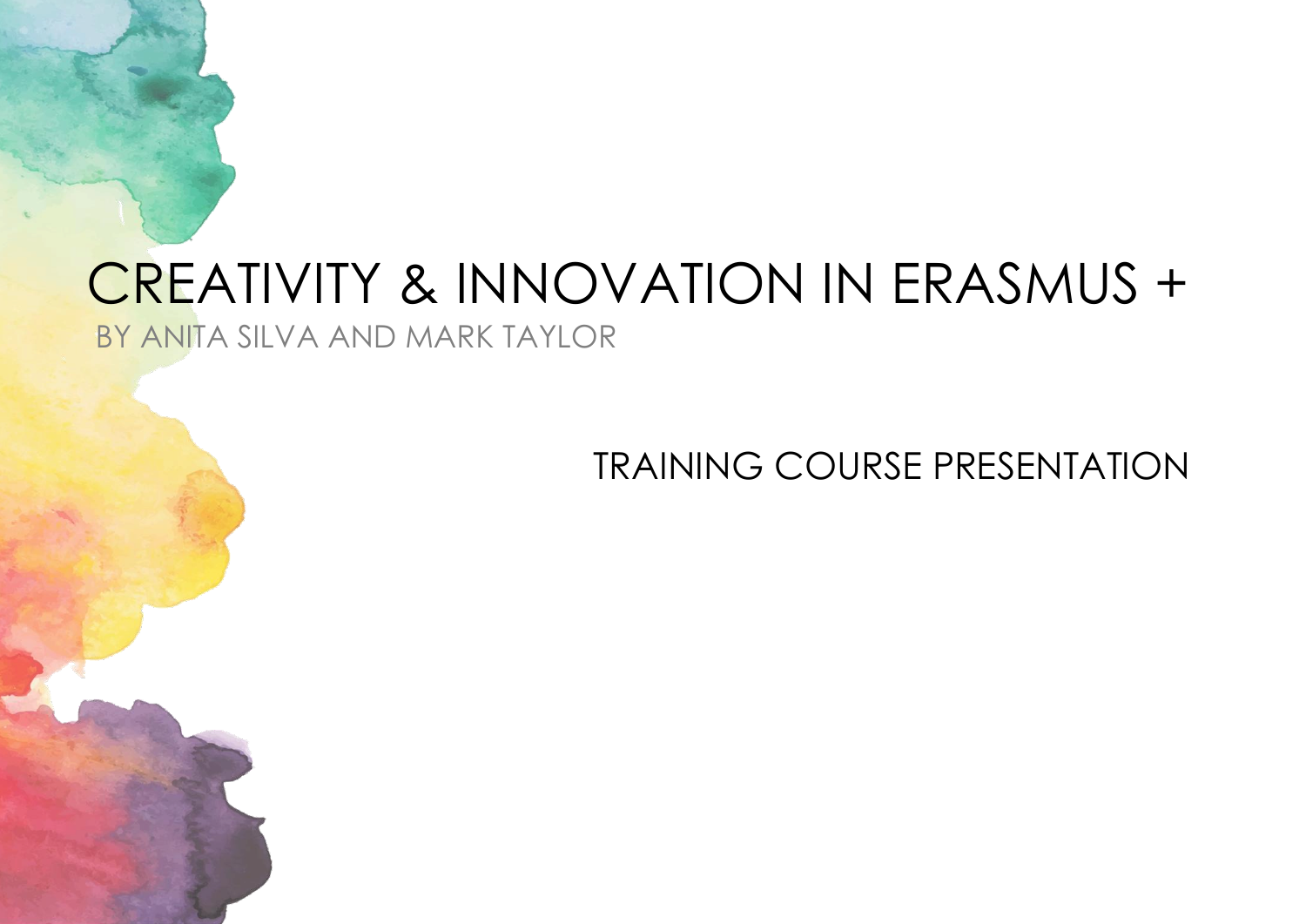# CREATIVITY & INNOVATION IN ERASMUS +

BY ANITA SILVA AND MARK TAYLOR

TRAINING COURSE PRESENTATION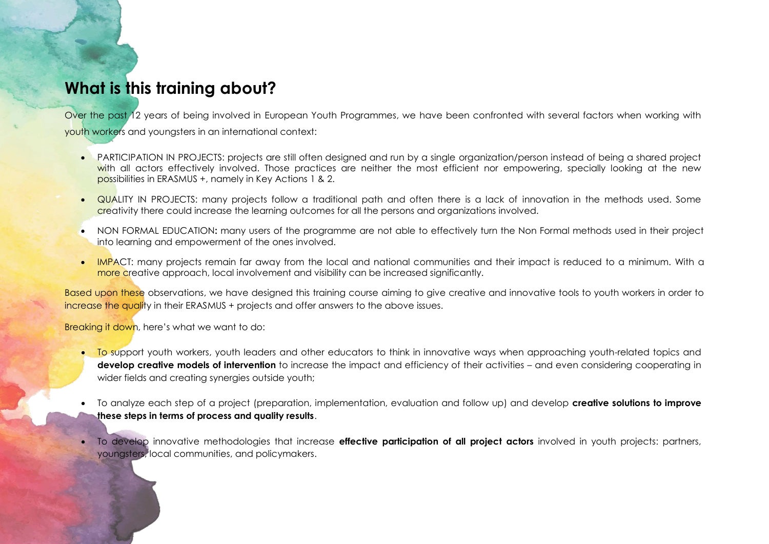## What is this training about?

Over the past 12 years of being involved in European Youth Programmes, we have been confronted with several factors when working with youth workers and youngsters in an international context:

- PARTICIPATION IN PROJECTS: projects are still often designed and run by a single organization/person instead of being a shared project with all actors effectively involved. Those practices are neither the most efficient nor empowering, specially looking at the new possibilities in ERASMUS +, namely in Key Actions 1 & 2.
- QUALITY IN PROJECTS: many projects follow a traditional path and often there is a lack of innovation in the methods used. Some creativity there could increase the learning outcomes for all the persons and organizations involved.
- NON FORMAL EDUCATION**:** many users of the programme are not able to effectively turn the Non Formal methods used in their project into learning and empowerment of the ones involved.
- IMPACT: many projects remain far away from the local and national communities and their impact is reduced to a minimum. With a more creative approach, local involvement and visibility can be increased significantly.

Based upon these observations, we have designed this training course aiming to give creative and innovative tools to youth workers in order to increase the quality in their ERASMUS + projects and offer answers to the above issues.

Breaking it down, here's what we want to do:

- To support youth workers, youth leaders and other educators to think in innovative ways when approaching youth-related topics and **develop creative models of intervention** to increase the impact and efficiency of their activities – and even considering cooperating in wider fields and creating synergies outside youth;
- To analyze each step of a project (preparation, implementation, evaluation and follow up) and develop **creative solutions to improve these steps in terms of process and quality results**.
- To develop innovative methodologies that increase **effective participation of all project actors** involved in youth projects: partners, youngsters, local communities, and policymakers.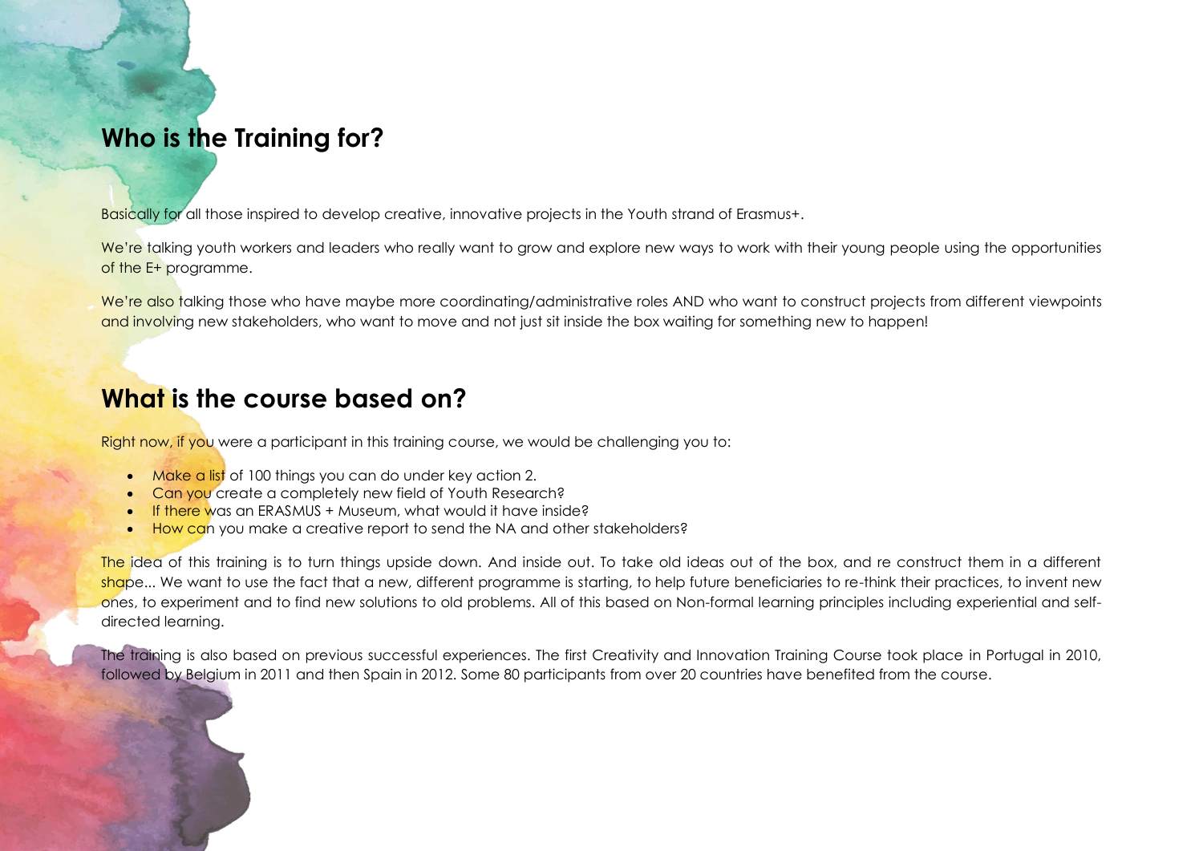## Who is the Training for?

Basically for all those inspired to develop creative, innovative projects in the Youth strand of Erasmus+.

We're talking youth workers and leaders who really want to grow and explore new ways to work with their young people using the opportunities of the E+ programme.

We're also talking those who have maybe more coordinating/administrative roles AND who want to construct projects from different viewpoints and involving new stakeholders, who want to move and not just sit inside the box waiting for something new to happen!

## What is the course based on?

Right now, if you were a participant in this training course, we would be challenging you to:

- Make a list of 100 things you can do under key action 2.
- Can you create a completely new field of Youth Research?
- If there was an ERASMUS + Museum, what would it have inside?
- How can you make a creative report to send the NA and other stakeholders?

The idea of this training is to turn things upside down. And inside out. To take old ideas out of the box, and re construct them in a different shape... We want to use the fact that a new, different programme is starting, to help future beneficiaries to re-think their practices, to invent new ones, to experiment and to find new solutions to old problems. All of this based on Non-formal learning principles including experiential and self-directed learning.

The training is also based on previous successful experiences. The first Creativity and Innovation Training Course took place in Portugal in 2010, followed by Belgium in 2011 and then Spain in 2012. Some 80 participants from over 20 countries have benefited from the course.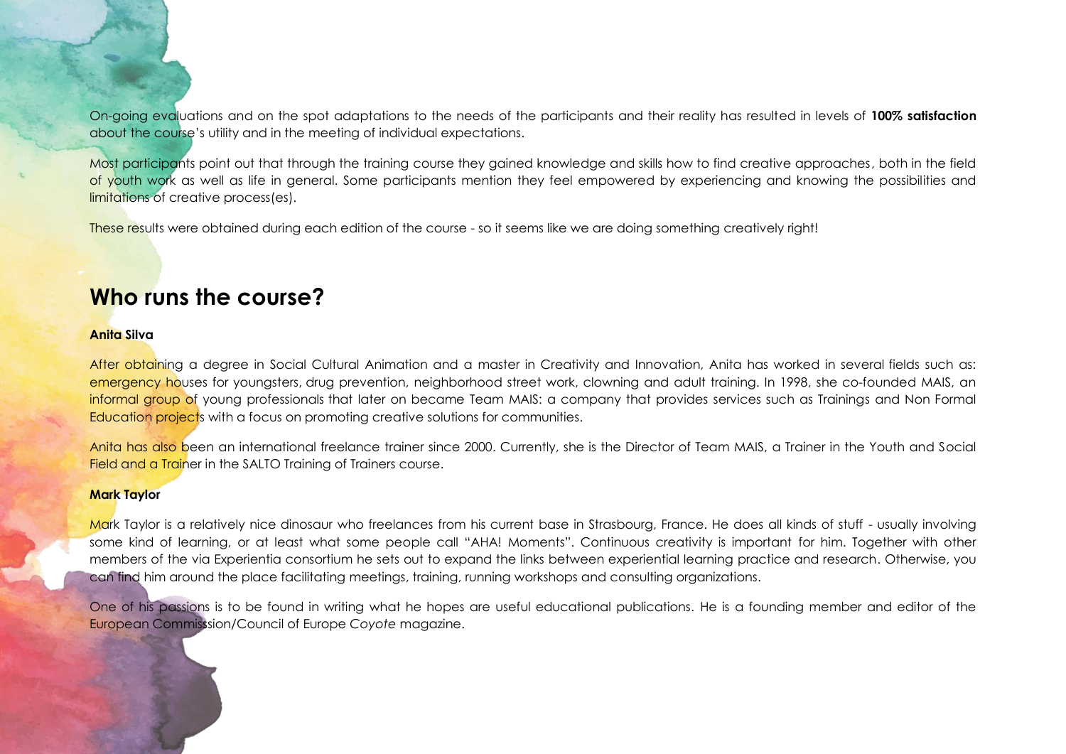On-going evaluations and on the spot adaptations to the needs of the participants and their reality has resulted in levels of **100% satisfaction** about the course's utility and in the meeting of individual expectations.

Most participants point out that through the training course they gained knowledge and skills how to find creative approaches, both in the field of youth work as well as life in general. Some participants mention they feel empowered by experiencing and knowing the possibilities and limitations of creative process(es).

These results were obtained during each edition of the course - so it seems like we are doing something creatively right!

## Who runs the course?

**Anita Silva**

After obtaining a degree in Social Cultural Animation and a master in Creativity and Innovation, Anita has worked in several fields such as: emergency houses for youngsters, drug prevention, neighborhood street work, clowning and adult training. In 1998, she co-founded MAIS, an informal group of young professionals that later on became Team MAIS: a company that provides services such as Trainings and Non Formal Education projects with a focus on promoting creative solutions for communities.

Anita has also been an international freelance trainer since 2000. Currently, she is the Director of Team MAIS, a Trainer in the Youth and Social Field and a Trainer in the SALTO Training of Trainers course.

**Mark Taylor**

Mark Taylor is a relatively nice dinosaur who freelances from his current base in Strasbourg, France. He does all kinds of stuff - usually involving some kind of learning, or at least what some people call "AHA! Moments". Continuous creativity is important for him. Together with other members of the via Experientia consortium he sets out to expand the links between experiential learning practice and research. Otherwise, you can find him around the place facilitating meetings, training, running workshops and consulting organizations.

One of his passions is to be found in writing what he hopes are useful educational publications. He is a founding member and editor of the European Commisssion/Council of Europe *Coyote* magazine.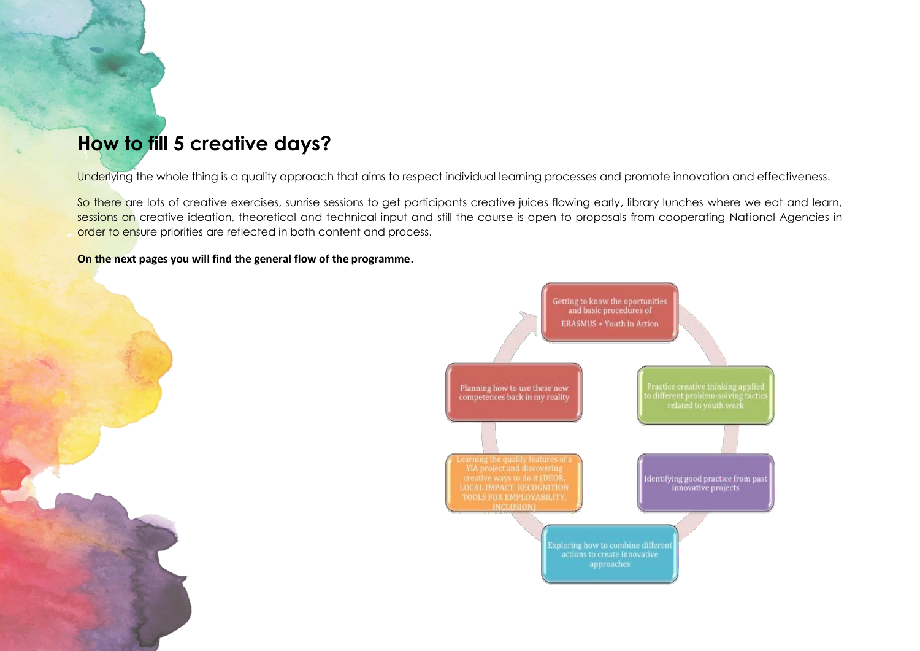## How to fill 5 creative days?

Underlying the whole thing is a quality approach that aims to respect individual learning processes and promote innovation and effectiveness.

So there are lots of creative exercises, sunrise sessions to get participants creative juices flowing early, library lunches where we eat and learn, sessions on creative ideation, theoretical and technical input and still the course is open to proposals from cooperating National Agencies in order to ensure priorities are reflected in both content and process.

**On the next pages you will find the general flow of the programme.**

- Getting to know the oportunities and basic procedures of ERASMUS + Youth in Action
- Practice creative thinking applied to different problem-solving tactics related to youth work
- Identifying good practice from past innovative projects
- Exploring how to combine different actions to create innovative approaches
- Learning the quality features of a YiA project and discovering creative ways to do it (DEOR, LOCAL IMPACT, RECOGNITION TOOLS FOR EMPLOYABILITY, INCLUSION)
- Planning how to use these new competences back in my reality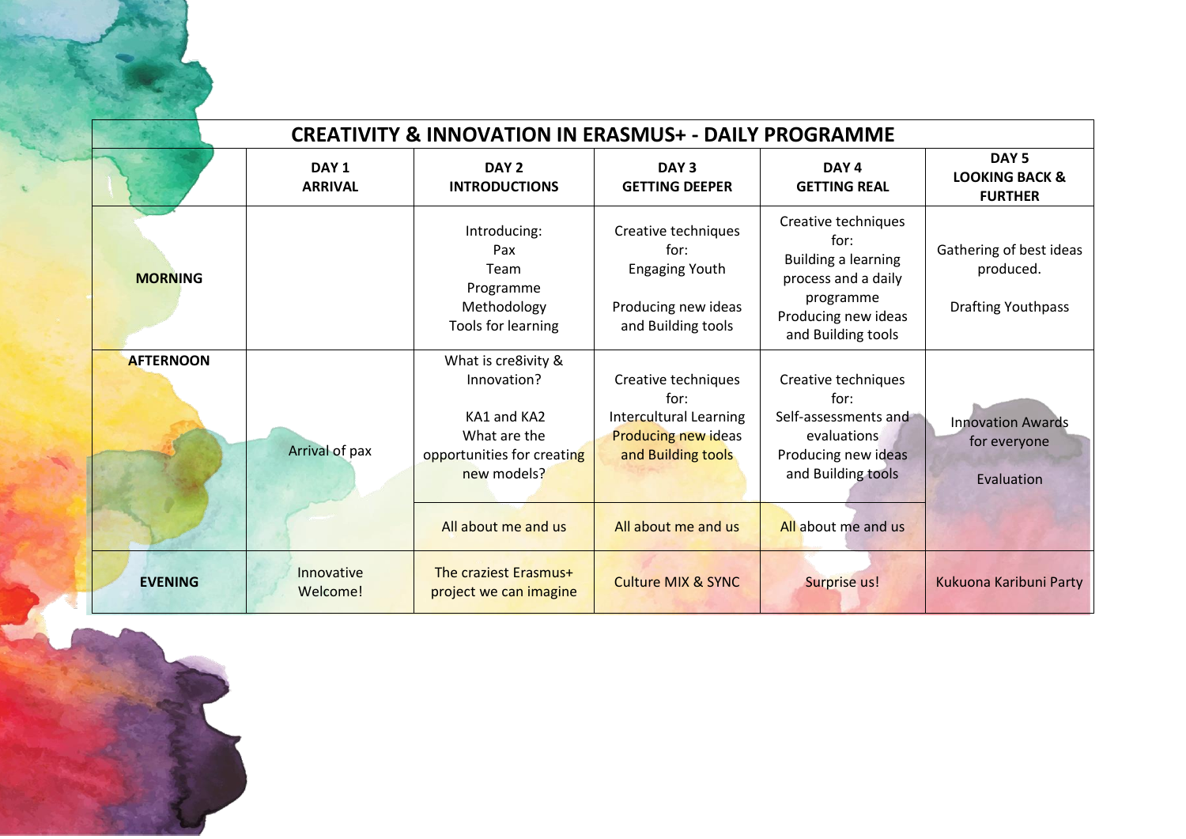| CREATIVITY & INNOVATION IN ERASMUS+ - DAILY PROGRAMME | | | | | |
|---|---|---|---|---|---|
| | **DAY 1 ARRIVAL** | **DAY 2 INTRODUCTIONS** | **DAY 3 GETTING DEEPER** | **DAY 4 GETTING REAL** | **DAY 5 LOOKING BACK & FURTHER** |
| **MORNING** | | Introducing: Pax Team Programme Methodology Tools for learning | Creative techniques for: Engaging Youth<br><br>Producing new ideas and Building tools | Creative techniques for: Building a learning process and a daily programme Producing new ideas and Building tools | Gathering of best ideas produced.<br><br>Drafting Youthpass |
| **AFTERNOON** | Arrival of pax | What is cre8ivity & Innovation?<br><br>KA1 and KA2 What are the opportunities for creating new models? | Creative techniques for: Intercultural Learning Producing new ideas and Building tools | Creative techniques for: Self-assessments and evaluations Producing new ideas and Building tools | Innovation Awards for everyone<br><br>Evaluation |
| | | All about me and us | All about me and us | All about me and us | |
| **EVENING** | Innovative Welcome! | The craziest Erasmus+ project we can imagine | Culture MIX & SYNC | Surprise us! | Kukuona Karibuni Party |